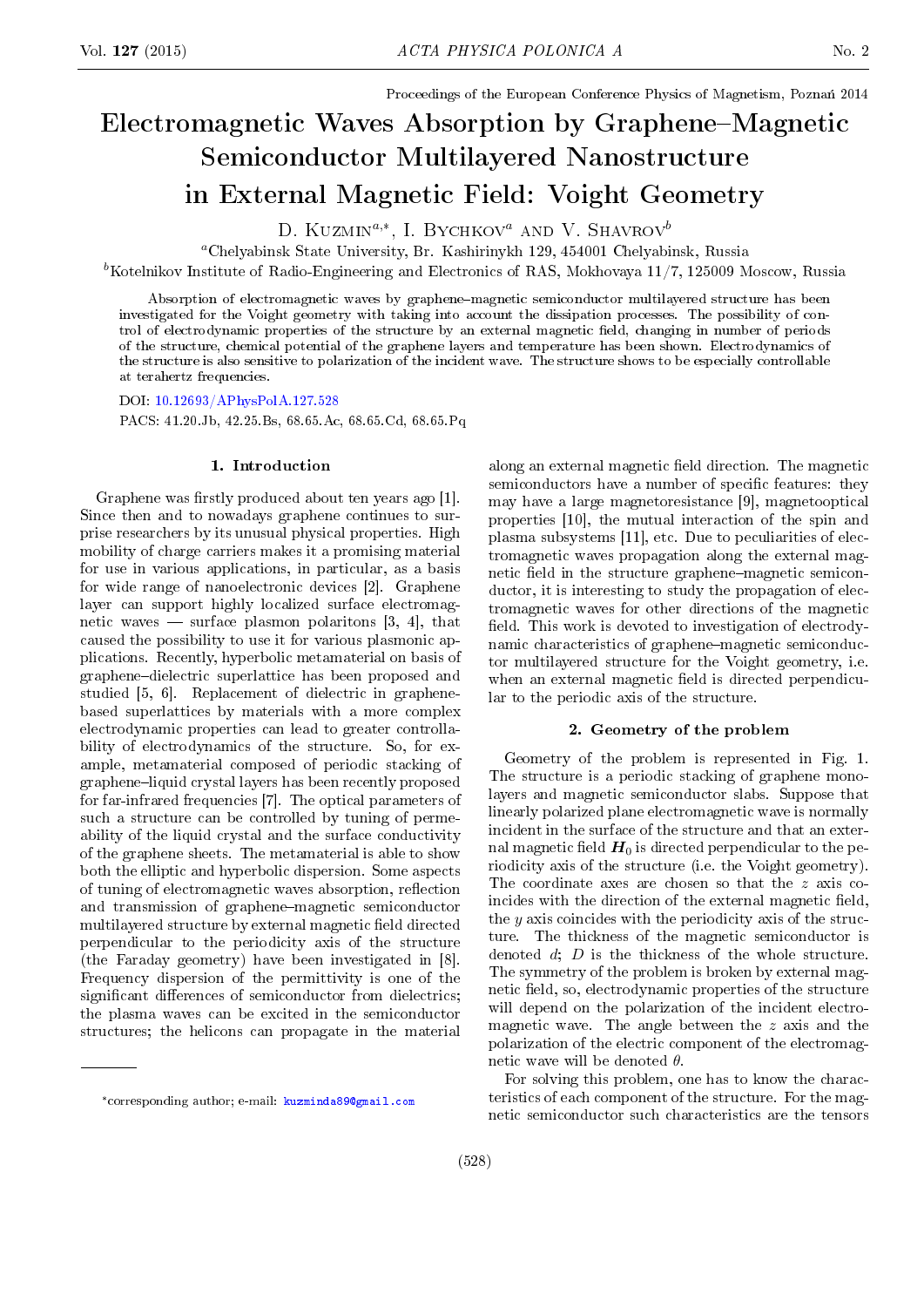Proceedings of the European Conference Physics of Magnetism, Poznań 2014

# Electromagnetic Waves Absorption by Graphene–Magnetic Semiconductor Multilayered Nanostructure in External Magnetic Field: Voight Geometry

D. Kuzmin[a,*], I. Bychkov[a] and V. Shavrov[b]

[a]Chelyabinsk State University, Br. Kashirinykh 129, 454001 Chelyabinsk, Russia

[b]Kotelnikov Institute of Radio-Engineering and Electronics of RAS, Mokhovaya 11/7, 125009 Moscow, Russia

Absorption of electromagnetic waves by graphene–magnetic semiconductor multilayered structure has been investigated for the Voight geometry with taking into account the dissipation processes. The possibility of control of electrodynamic properties of the structure by an external magnetic field, changing in number of periods of the structure, chemical potential of the graphene layers and temperature has been shown. Electrodynamics of the structure is also sensitive to polarization of the incident wave. The structure shows to be especially controllable at terahertz frequencies.

DOI: 10.12693/APhysPolA.127.528

PACS: 41.20.Jb, 42.25.Bs, 68.65.Ac, 68.65.Cd, 68.65.Pq

## 1. Introduction

Graphene was firstly produced about ten years ago [1]. Since then and to nowadays graphene continues to surprise researchers by its unusual physical properties. High mobility of charge carriers makes it a promising material for use in various applications, in particular, as a basis for wide range of nanoelectronic devices [2]. Graphene layer can support highly localized surface electromagnetic waves — surface plasmon polaritons [3, 4], that caused the possibility to use it for various plasmonic applications. Recently, hyperbolic metamaterial on basis of graphene–dielectric superlattice has been proposed and studied [5, 6]. Replacement of dielectric in graphene-based superlattices by materials with a more complex electrodynamic properties can lead to greater controllability of electrodynamics of the structure. So, for example, metamaterial composed of periodic stacking of graphene–liquid crystal layers has been recently proposed for far-infrared frequencies [7]. The optical parameters of such a structure can be controlled by tuning of permeability of the liquid crystal and the surface conductivity of the graphene sheets. The metamaterial is able to show both the elliptic and hyperbolic dispersion. Some aspects of tuning of electromagnetic waves absorption, reflection and transmission of graphene–magnetic semiconductor multilayered structure by external magnetic field directed perpendicular to the periodicity axis of the structure (the Faraday geometry) have been investigated in [8]. Frequency dispersion of the permittivity is one of the significant differences of semiconductor from dielectrics; the plasma waves can be excited in the semiconductor structures; the helicons can propagate in the material along an external magnetic field direction. The magnetic semiconductors have a number of specific features: they may have a large magnetoresistance [9], magnetooptical properties [10], the mutual interaction of the spin and plasma subsystems [11], etc. Due to peculiarities of electromagnetic waves propagation along the external magnetic field in the structure graphene–magnetic semiconductor, it is interesting to study the propagation of electromagnetic waves for other directions of the magnetic field. This work is devoted to investigation of electrodynamic characteristics of graphene–magnetic semiconductor multilayered structure for the Voight geometry, i.e. when an external magnetic field is directed perpendicular to the periodic axis of the structure.

## 2. Geometry of the problem

Geometry of the problem is represented in Fig. 1. The structure is a periodic stacking of graphene monolayers and magnetic semiconductor slabs. Suppose that linearly polarized plane electromagnetic wave is normally incident in the surface of the structure and that an external magnetic field $\boldsymbol{H}_0$ is directed perpendicular to the periodicity axis of the structure (i.e. the Voight geometry). The coordinate axes are chosen so that the $z$ axis coincides with the direction of the external magnetic field, the $y$ axis coincides with the periodicity axis of the structure. The thickness of the magnetic semiconductor is denoted $d$; $D$ is the thickness of the whole structure. The symmetry of the problem is broken by external magnetic field, so, electrodynamic properties of the structure will depend on the polarization of the incident electromagnetic wave. The angle between the $z$ axis and the polarization of the electric component of the electromagnetic wave will be denoted $\theta$.

For solving this problem, one has to know the characteristics of each component of the structure. For the magnetic semiconductor such characteristics are the tensors

*corresponding author; e-mail: kuzminda89@gmail.com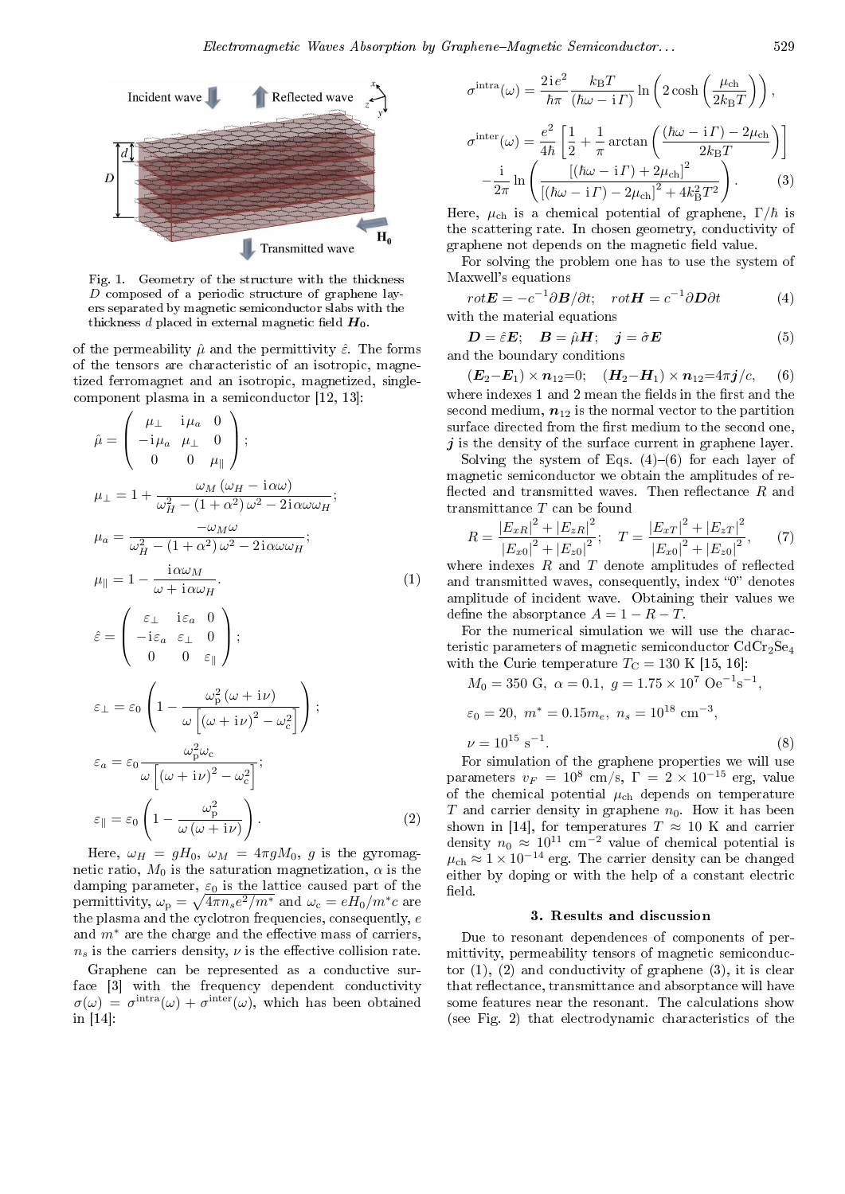Fig. 1. Geometry of the structure with the thickness $D$ composed of a periodic structure of graphene layers separated by magnetic semiconductor slabs with the thickness $d$ placed in external magnetic field $\boldsymbol{H}_0$.

of the permeability $\hat{\mu}$ and the permittivity $\hat{\varepsilon}$. The forms of the tensors are characteristic of an isotropic, magnetized ferromagnet and an isotropic, magnetized, single-component plasma in a semiconductor [12, 13]:

$$\hat{\mu} = \begin{pmatrix} \mu_\perp & \mathrm{i}\mu_a & 0 \\ -\mathrm{i}\mu_a & \mu_\perp & 0 \\ 0 & 0 & \mu_\parallel \end{pmatrix};$$

$$\mu_\perp = 1 + \frac{\omega_M(\omega_H - \mathrm{i}\alpha\omega)}{\omega_H^2 - (1+\alpha^2)\omega^2 - 2\mathrm{i}\alpha\omega\omega_H};$$

$$\mu_a = \frac{-\omega_M\omega}{\omega_H^2 - (1+\alpha^2)\omega^2 - 2\mathrm{i}\alpha\omega\omega_H};$$

$$\mu_\parallel = 1 - \frac{\mathrm{i}\alpha\omega_M}{\omega + \mathrm{i}\alpha\omega_H}. \tag{1}$$

$$\hat{\varepsilon} = \begin{pmatrix} \varepsilon_\perp & \mathrm{i}\varepsilon_a & 0 \\ -\mathrm{i}\varepsilon_a & \varepsilon_\perp & 0 \\ 0 & 0 & \varepsilon_\parallel \end{pmatrix};$$

$$\varepsilon_\perp = \varepsilon_0\left(1 - \frac{\omega_\mathrm{p}^2(\omega + \mathrm{i}\nu)}{\omega\left[(\omega+\mathrm{i}\nu)^2 - \omega_\mathrm{c}^2\right]}\right);$$

$$\varepsilon_a = \varepsilon_0\frac{\omega_\mathrm{p}^2\omega_\mathrm{c}}{\omega\left[(\omega+\mathrm{i}\nu)^2 - \omega_\mathrm{c}^2\right]};$$

$$\varepsilon_\parallel = \varepsilon_0\left(1 - \frac{\omega_\mathrm{p}^2}{\omega(\omega+\mathrm{i}\nu)}\right). \tag{2}$$

Here, $\omega_H = gH_0$, $\omega_M = 4\pi g M_0$, $g$ is the gyromagnetic ratio, $M_0$ is the saturation magnetization, $\alpha$ is the damping parameter, $\varepsilon_0$ is the lattice caused part of the permittivity, $\omega_\mathrm{p} = \sqrt{4\pi n_s e^2/m^*}$ and $\omega_\mathrm{c} = eH_0/m^*c$ are the plasma and the cyclotron frequencies, consequently, $e$ and $m^*$ are the charge and the effective mass of carriers, $n_s$ is the carriers density, $\nu$ is the effective collision rate.

Graphene can be represented as a conductive surface [3] with the frequency dependent conductivity $\sigma(\omega) = \sigma^{\mathrm{intra}}(\omega) + \sigma^{\mathrm{inter}}(\omega)$, which has been obtained in [14]:

$$\sigma^{\mathrm{intra}}(\omega) = \frac{2\mathrm{i}e^2}{\hbar\pi}\frac{k_\mathrm{B}T}{(\hbar\omega - \mathrm{i}\Gamma)}\ln\left(2\cosh\left(\frac{\mu_\mathrm{ch}}{2k_\mathrm{B}T}\right)\right),$$

$$\sigma^{\mathrm{inter}}(\omega) = \frac{e^2}{4\hbar}\left[\frac{1}{2} + \frac{1}{\pi}\arctan\left(\frac{(\hbar\omega - \mathrm{i}\Gamma) - 2\mu_\mathrm{ch}}{2k_\mathrm{B}T}\right)\right] - \frac{\mathrm{i}}{2\pi}\ln\left(\frac{\left[(\hbar\omega - \mathrm{i}\Gamma) + 2\mu_\mathrm{ch}\right]^2}{\left[(\hbar\omega - \mathrm{i}\Gamma) - 2\mu_\mathrm{ch}\right]^2 + 4k_\mathrm{B}^2T^2}\right). \tag{3}$$

Here, $\mu_\mathrm{ch}$ is a chemical potential of graphene, $\Gamma/\hbar$ is the scattering rate. In chosen geometry, conductivity of graphene not depends on the magnetic field value.

For solving the problem one has to use the system of Maxwell's equations

$$\mathit{rot}\boldsymbol{E} = -c^{-1}\partial\boldsymbol{B}/\partial t; \quad \mathit{rot}\boldsymbol{H} = c^{-1}\partial\boldsymbol{D}\partial t \tag{4}$$

with the material equations

$$\boldsymbol{D} = \hat{\varepsilon}\boldsymbol{E}; \quad \boldsymbol{B} = \hat{\mu}\boldsymbol{H}; \quad \boldsymbol{j} = \hat{\sigma}\boldsymbol{E} \tag{5}$$

and the boundary conditions

$$(\boldsymbol{E}_2 - \boldsymbol{E}_1)\times\boldsymbol{n}_{12} = 0; \quad (\boldsymbol{H}_2 - \boldsymbol{H}_1)\times\boldsymbol{n}_{12} = 4\pi\boldsymbol{j}/c, \tag{6}$$

where indexes 1 and 2 mean the fields in the first and the second medium, $\boldsymbol{n}_{12}$ is the normal vector to the partition surface directed from the first medium to the second one, $\boldsymbol{j}$ is the density of the surface current in graphene layer.

Solving the system of Eqs. (4)–(6) for each layer of magnetic semiconductor we obtain the amplitudes of reflected and transmitted waves. Then reflectance $R$ and transmittance $T$ can be found

$$R = \frac{|E_{xR}|^2 + |E_{zR}|^2}{|E_{x0}|^2 + |E_{z0}|^2}; \quad T = \frac{|E_{xT}|^2 + |E_{zT}|^2}{|E_{x0}|^2 + |E_{z0}|^2}, \tag{7}$$

where indexes $R$ and $T$ denote amplitudes of reflected and transmitted waves, consequently, index "0" denotes amplitude of incident wave. Obtaining their values we define the absorptance $A = 1 - R - T$.

For the numerical simulation we will use the characteristic parameters of magnetic semiconductor $CdCr_2Se_4$ with the Curie temperature $T_\mathrm{C} = 130$ K [15, 16]:

$$M_0 = 350 \text{ G}, \ \alpha = 0.1, \ g = 1.75\times10^7 \text{ Oe}^{-1}\text{s}^{-1},$$

$$\varepsilon_0 = 20, \ m^* = 0.15m_e, \ n_s = 10^{18} \text{ cm}^{-3},$$

$$\nu = 10^{15} \text{ s}^{-1}. \tag{8}$$

For simulation of the graphene properties we will use parameters $v_F = 10^8$ cm/s, $\Gamma = 2\times10^{-15}$ erg, value of the chemical potential $\mu_\mathrm{ch}$ depends on temperature $T$ and carrier density in graphene $n_0$. How it has been shown in [14], for temperatures $T \approx 10$ K and carrier density $n_0 \approx 10^{11}$ cm$^{-2}$ value of chemical potential is $\mu_\mathrm{ch} \approx 1\times10^{-14}$ erg. The carrier density can be changed either by doping or with the help of a constant electric field.

## 3. Results and discussion

Due to resonant dependences of components of permittivity, permeability tensors of magnetic semiconductor (1), (2) and conductivity of graphene (3), it is clear that reflectance, transmittance and absorptance will have some features near the resonant. The calculations show (see Fig. 2) that electrodynamic characteristics of the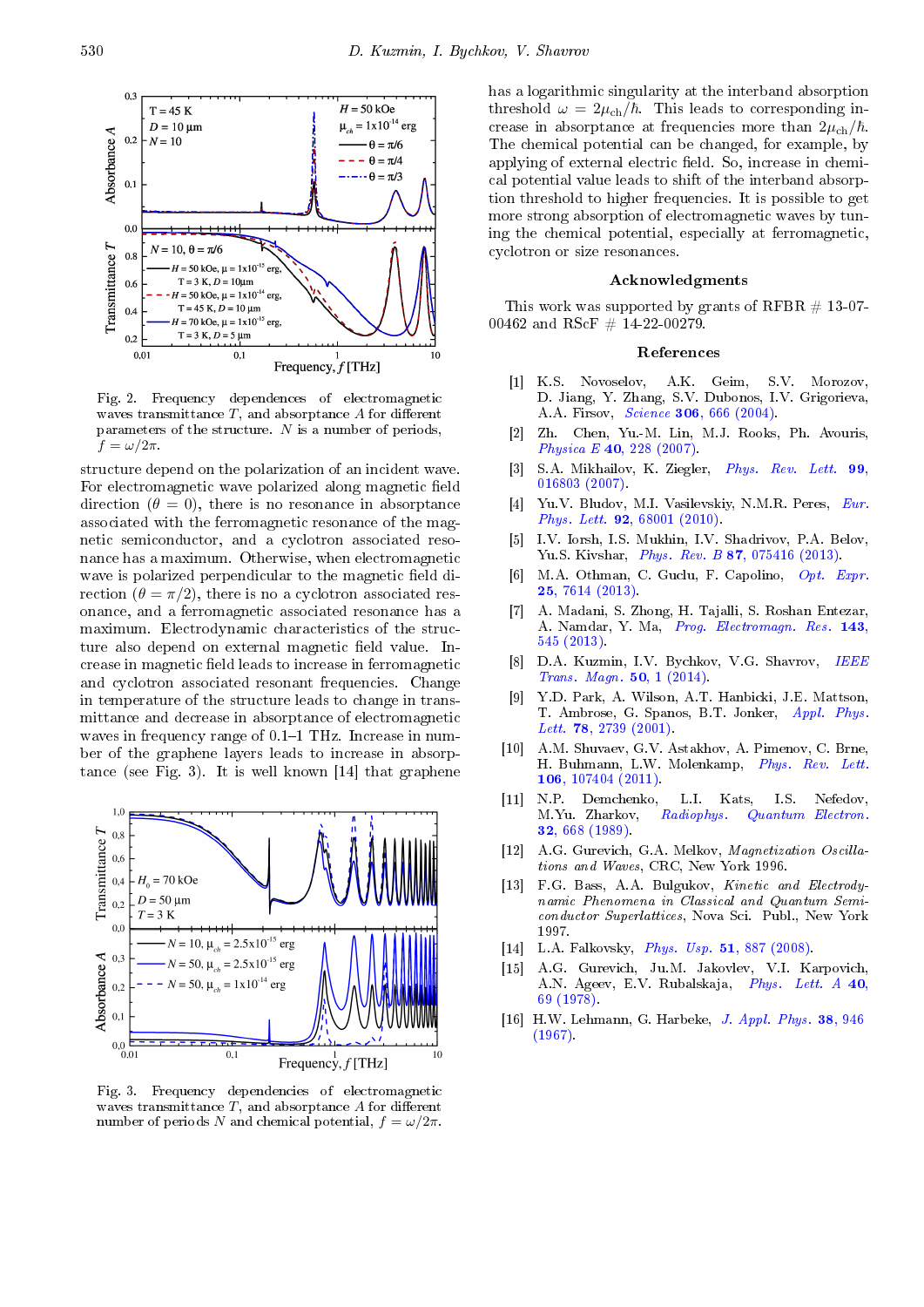T = 45 K
D = 10 μm
N = 10
H = 50 kOe
$\mu_{ch} = 1\times10^{-14}$ erg
θ = π/6
θ = π/4
θ = π/3
Absorbance A
N = 10, θ = π/6
H = 50 kOe, μ = 1x10$^{-15}$ erg, T = 3 K, D = 10μm
H = 50 kOe, μ = 1x10$^{-14}$ erg, T = 45 K, D = 10 μm
H = 70 kOe, μ = 1x10$^{-15}$ erg, T = 3 K, D = 5 μm
Transmittance T
Frequency, f [THz]

Fig. 2. Frequency dependences of electromagnetic waves transmittance $T$, and absorptance $A$ for different parameters of the structure. $N$ is a number of periods, $f = \omega/2\pi$.

structure depend on the polarization of an incident wave. For electromagnetic wave polarized along magnetic field direction ($\theta = 0$), there is no resonance in absorptance associated with the ferromagnetic resonance of the magnetic semiconductor, and a cyclotron associated resonance has a maximum. Otherwise, when electromagnetic wave is polarized perpendicular to the magnetic field direction ($\theta = \pi/2$), there is no a cyclotron associated resonance, and a ferromagnetic associated resonance has a maximum. Electrodynamic characteristics of the structure also depend on external magnetic field value. Increase in magnetic field leads to increase in ferromagnetic and cyclotron associated resonant frequencies. Change in temperature of the structure leads to change in transmittance and decrease in absorptance of electromagnetic waves in frequency range of 0.1–1 THz. Increase in number of the graphene layers leads to increase in absorptance (see Fig. 3). It is well known [14] that graphene

$H_0$ = 70 kOe
D = 50 μm
T = 3 K
Transmittance T
N = 10, $\mu_{ch}$ = 2.5x10$^{-15}$ erg
N = 50, $\mu_{ch}$ = 2.5x10$^{-15}$ erg
N = 50, $\mu_{ch}$ = 1x10$^{-14}$ erg
Absorbance A
Frequency, f [THz]

Fig. 3. Frequency dependences of electromagnetic waves transmittance $T$, and absorptance $A$ for different number of periods $N$ and chemical potential, $f = \omega/2\pi$.

has a logarithmic singularity at the interband absorption threshold $\omega = 2\mu_{\mathrm{ch}}/\hbar$. This leads to corresponding increase in absorptance at frequencies more than $2\mu_{\mathrm{ch}}/\hbar$. The chemical potential can be changed, for example, by applying of external electric field. So, increase in chemical potential value leads to shift of the interband absorption threshold to higher frequencies. It is possible to get more strong absorption of electromagnetic waves by tuning the chemical potential, especially at ferromagnetic, cyclotron or size resonances.

## Acknowledgments

This work was supported by grants of RFBR # 13-07-00462 and RScF # 14-22-00279.

## References

[1] K.S. Novoselov, A.K. Geim, S.V. Morozov, D. Jiang, Y. Zhang, S.V. Dubonos, I.V. Grigorieva, A.A. Firsov, *Science* **306**, 666 (2004).

[2] Zh. Chen, Yu.-M. Lin, M.J. Rooks, Ph. Avouris, *Physica E* **40**, 228 (2007).

[3] S.A. Mikhailov, K. Ziegler, *Phys. Rev. Lett.* **99**, 016803 (2007).

[4] Yu.V. Bludov, M.I. Vasilevskiy, N.M.R. Peres, *Eur. Phys. Lett.* **92**, 68001 (2010).

[5] I.V. Iorsh, I.S. Mukhin, I.V. Shadrivov, P.A. Belov, Yu.S. Kivshar, *Phys. Rev. B* **87**, 075416 (2013).

[6] M.A. Othman, C. Guclu, F. Capolino, *Opt. Expr.* **25**, 7614 (2013).

[7] A. Madani, S. Zhong, H. Tajalli, S. Roshan Entezar, A. Namdar, Y. Ma, *Prog. Electromagn. Res.* **143**, 545 (2013).

[8] D.A. Kuzmin, I.V. Bychkov, V.G. Shavrov, *IEEE Trans. Magn.* **50**, 1 (2014).

[9] Y.D. Park, A. Wilson, A.T. Hanbicki, J.E. Mattson, T. Ambrose, G. Spanos, B.T. Jonker, *Appl. Phys. Lett.* **78**, 2739 (2001).

[10] A.M. Shuvaev, G.V. Astakhov, A. Pimenov, C. Brne, H. Buhmann, L.W. Molenkamp, *Phys. Rev. Lett.* **106**, 107404 (2011).

[11] N.P. Demchenko, L.I. Kats, I.S. Nefedov, M.Yu. Zharkov, *Radiophys. Quantum Electron.* **32**, 668 (1989).

[12] A.G. Gurevich, G.A. Melkov, *Magnetization Oscillations and Waves*, CRC, New York 1996.

[13] F.G. Bass, A.A. Bulgukov, *Kinetic and Electrodynamic Phenomena in Classical and Quantum Semiconductor Superlattices*, Nova Sci. Publ., New York 1997.

[14] L.A. Falkovsky, *Phys. Usp.* **51**, 887 (2008).

[15] A.G. Gurevich, Ju.M. Jakovlev, V.I. Karpovich, A.N. Ageev, E.V. Rubalskaja, *Phys. Lett. A* **40**, 69 (1978).

[16] H.W. Lehmann, G. Harbeke, *J. Appl. Phys.* **38**, 946 (1967).